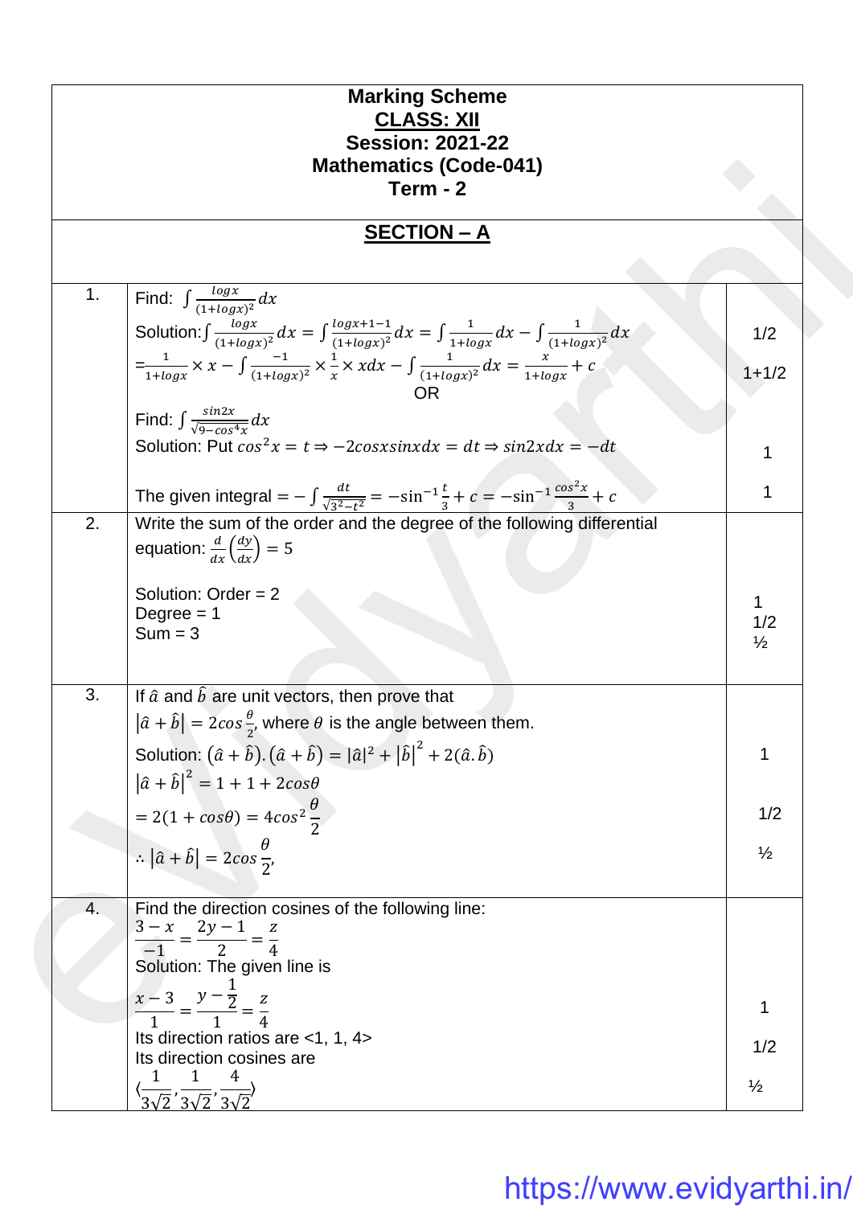**Marking Scheme**
**CLASS: XII**
**Session: 2021-22**
**Mathematics (Code-041)**
**Term - 2**

## SECTION – A

| | | |
|---|---|---|
| 1. | Find: $\int \frac{logx}{(1+logx)^2}dx$<br>Solution: $\int \frac{logx}{(1+logx)^2}dx = \int \frac{logx+1-1}{(1+logx)^2}dx = \int \frac{1}{1+logx}dx - \int \frac{1}{(1+logx)^2}dx$<br>$=\frac{1}{1+logx} \times x - \int \frac{-1}{(1+logx)^2} \times \frac{1}{x} \times xdx - \int \frac{1}{(1+logx)^2}dx = \frac{x}{1+logx} + c$<br>OR<br>Find: $\int \frac{sin2x}{\sqrt{9-cos^4x}}dx$<br>Solution: Put $cos^2x = t \Rightarrow -2cosxsinxdx = dt \Rightarrow sin2xdx = -dt$<br>The given integral $= -\int \frac{dt}{\sqrt{3^2-t^2}} = -\sin^{-1}\frac{t}{3} + c = -\sin^{-1}\frac{cos^2x}{3} + c$ | 1/2<br><br>1+1/2<br><br><br>1<br><br>1 |
| 2. | Write the sum of the order and the degree of the following differential equation: $\frac{d}{dx}\left(\frac{dy}{dx}\right) = 5$<br><br>Solution: Order = 2<br>Degree = 1<br>Sum = 3 | <br><br>1<br>1/2<br>½ |
| 3. | If $\hat{a}$ and $\hat{b}$ are unit vectors, then prove that<br>$\left\|\hat{a}+\hat{b}\right\| = 2cos\frac{\theta}{2}$, where $\theta$ is the angle between them.<br>Solution: $(\hat{a}+\hat{b}).(\hat{a}+\hat{b}) = \|\hat{a}\|^2 + \left\|\hat{b}\right\|^2 + 2(\hat{a}.\hat{b})$<br>$\left\|\hat{a}+\hat{b}\right\|^2 = 1+1+2cos\theta$<br>$= 2(1+cos\theta) = 4cos^2\frac{\theta}{2}$<br>$\therefore \left\|\hat{a}+\hat{b}\right\| = 2cos\frac{\theta}{2}$, | <br><br>1<br><br>1/2<br><br>½ |
| 4. | Find the direction cosines of the following line:<br>$\frac{3-x}{-1} = \frac{2y-1}{2} = \frac{z}{4}$<br>Solution: The given line is<br>$\frac{x-3}{1} = \frac{y-\frac{1}{2}}{1} = \frac{z}{4}$<br>Its direction ratios are <1, 1, 4><br>Its direction cosines are<br>$\langle\frac{1}{3\sqrt{2}}, \frac{1}{3\sqrt{2}}, \frac{4}{3\sqrt{2}}\rangle$ | <br><br><br>1<br><br>1/2<br><br>½ |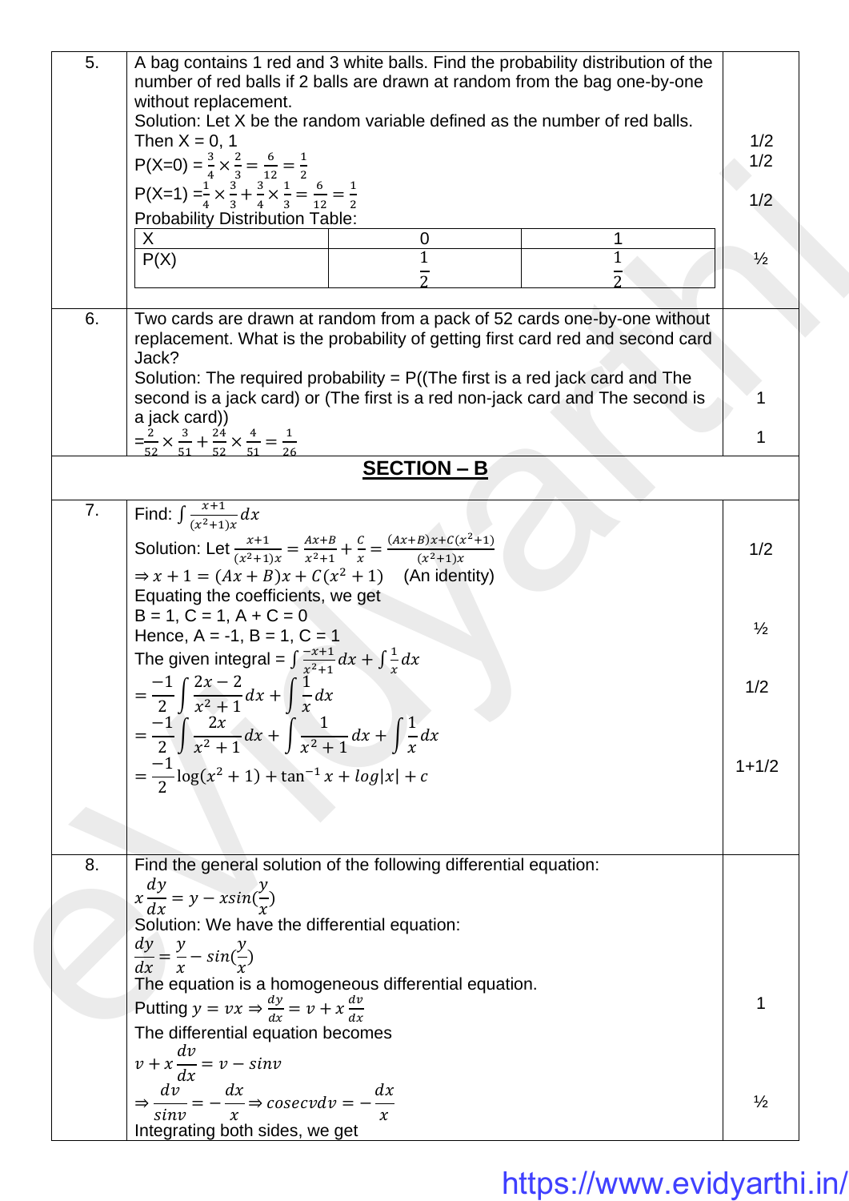**5.** A bag contains 1 red and 3 white balls. Find the probability distribution of the number of red balls if 2 balls are drawn at random from the bag one-by-one without replacement.

Solution: Let X be the random variable defined as the number of red balls.

Then X = 0, 1 — 1/2

P(X=0) = $\frac{3}{4} \times \frac{2}{3} = \frac{6}{12} = \frac{1}{2}$ — 1/2

P(X=1) = $\frac{1}{4} \times \frac{3}{3} + \frac{3}{4} \times \frac{1}{3} = \frac{6}{12} = \frac{1}{2}$ — 1/2

Probability Distribution Table:

| X | 0 | 1 |
|---|---|---|
| P(X) | $\frac{1}{2}$ | $\frac{1}{2}$ |

— ½

**6.** Two cards are drawn at random from a pack of 52 cards one-by-one without replacement. What is the probability of getting first card red and second card Jack?

Solution: The required probability = P((The first is a red jack card and The second is a jack card) or (The first is a red non-jack card and The second is a jack card)) — 1

$= \frac{2}{52} \times \frac{3}{51} + \frac{24}{52} \times \frac{4}{51} = \frac{1}{26}$ — 1

## SECTION – B

**7.** Find: $\int \frac{x+1}{(x^2+1)x} dx$

Solution: Let $\frac{x+1}{(x^2+1)x} = \frac{Ax+B}{x^2+1} + \frac{C}{x} = \frac{(Ax+B)x+C(x^2+1)}{(x^2+1)x}$ — 1/2

$\Rightarrow x+1 = (Ax+B)x + C(x^2+1)$ (An identity)

Equating the coefficients, we get

B = 1, C = 1, A + C = 0

Hence, A = -1, B = 1, C = 1 — ½

The given integral = $\int \frac{-x+1}{x^2+1} dx + \int \frac{1}{x} dx$

$= \frac{-1}{2} \int \frac{2x-2}{x^2+1} dx + \int \frac{1}{x} dx$ — 1/2

$= \frac{-1}{2} \int \frac{2x}{x^2+1} dx + \int \frac{1}{x^2+1} dx + \int \frac{1}{x} dx$

$= \frac{-1}{2} \log(x^2+1) + \tan^{-1} x + \log|x| + c$ — 1+1/2

**8.** Find the general solution of the following differential equation:

$x\frac{dy}{dx} = y - x\sin(\frac{y}{x})$

Solution: We have the differential equation:

$\frac{dy}{dx} = \frac{y}{x} - \sin(\frac{y}{x})$

The equation is a homogeneous differential equation.

Putting $y = vx \Rightarrow \frac{dy}{dx} = v + x\frac{dv}{dx}$ — 1

The differential equation becomes

$v + x\frac{dv}{dx} = v - \sin v$

$\Rightarrow \frac{dv}{\sin v} = -\frac{dx}{x} \Rightarrow \operatorname{cosec} v\, dv = -\frac{dx}{x}$ — ½

Integrating both sides, we get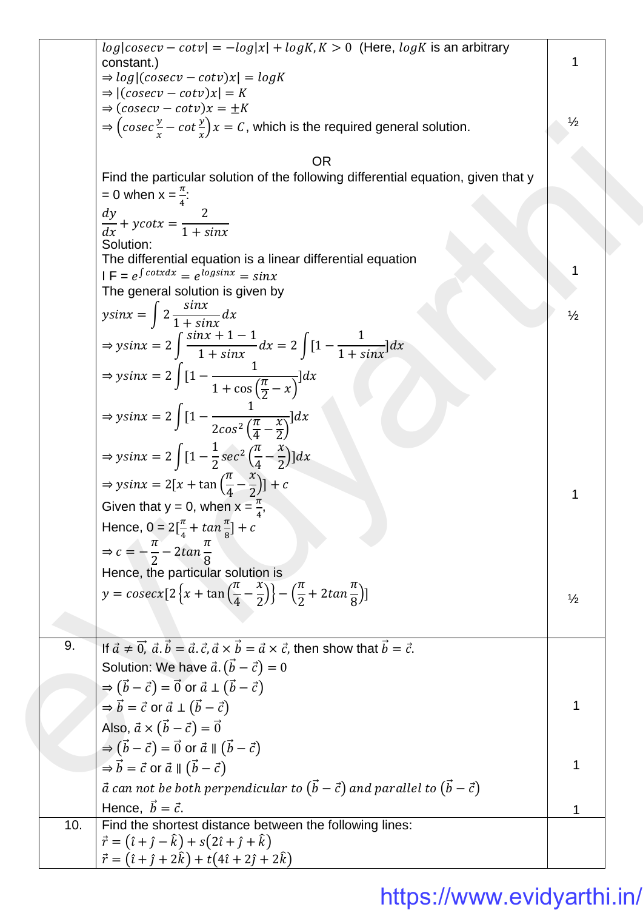| | | |
|---|---|---|
| | $log\|cosecv - cotv\| = -log\|x\| + logK, K > 0$ (Here, $logK$ is an arbitrary constant.)<br>$\Rightarrow log\|(cosecv - cotv)x\| = logK$<br>$\Rightarrow \|(cosecv - cotv)x\| = K$<br>$\Rightarrow (cosecv - cotv)x = \pm K$<br>$\Rightarrow \left(cosec\frac{y}{x} - cot\frac{y}{x}\right)x = C$, which is the required general solution. | 1<br><br><br><br>½ |
| | OR<br>Find the particular solution of the following differential equation, given that y = 0 when x = $\frac{\pi}{4}$:<br>$\frac{dy}{dx} + ycotx = \frac{2}{1 + sinx}$<br>Solution:<br>The differential equation is a linear differential equation<br>I F = $e^{\int cotxdx} = e^{logsinx} = sinx$<br>The general solution is given by<br>$ysinx = \int 2\frac{sinx}{1 + sinx}dx$<br>$\Rightarrow ysinx = 2\int \frac{sinx + 1 - 1}{1 + sinx}dx = 2\int [1 - \frac{1}{1 + sinx}]dx$<br>$\Rightarrow ysinx = 2\int [1 - \frac{1}{1 + \cos\left(\frac{\pi}{2} - x\right)}]dx$<br>$\Rightarrow ysinx = 2\int [1 - \frac{1}{2cos^2\left(\frac{\pi}{4} - \frac{x}{2}\right)}]dx$<br>$\Rightarrow ysinx = 2\int [1 - \frac{1}{2}sec^2\left(\frac{\pi}{4} - \frac{x}{2}\right)]dx$<br>$\Rightarrow ysinx = 2[x + \tan\left(\frac{\pi}{4} - \frac{x}{2}\right)] + c$<br>Given that y = 0, when x = $\frac{\pi}{4}$,<br>Hence, 0 = $2[\frac{\pi}{4} + tan\frac{\pi}{8}] + c$<br>$\Rightarrow c = -\frac{\pi}{2} - 2tan\frac{\pi}{8}$<br>Hence, the particular solution is<br>$y = cosecx[2\left\{x + \tan\left(\frac{\pi}{4} - \frac{x}{2}\right)\right\} - \left(\frac{\pi}{2} + 2tan\frac{\pi}{8}\right)]$ | <br><br><br><br><br>1<br><br>½<br><br><br><br><br><br>1<br><br><br><br><br>½ |
| 9. | If $\vec{a} \neq \vec{0}$, $\vec{a}.\vec{b} = \vec{a}.\vec{c}, \vec{a} \times \vec{b} = \vec{a} \times \vec{c}$, then show that $\vec{b} = \vec{c}$.<br>Solution: We have $\vec{a}.\left(\vec{b} - \vec{c}\right) = 0$<br>$\Rightarrow \left(\vec{b} - \vec{c}\right) = \vec{0}$ or $\vec{a} \perp \left(\vec{b} - \vec{c}\right)$<br>$\Rightarrow \vec{b} = \vec{c}$ or $\vec{a} \perp \left(\vec{b} - \vec{c}\right)$<br>Also, $\vec{a} \times \left(\vec{b} - \vec{c}\right) = \vec{0}$<br>$\Rightarrow \left(\vec{b} - \vec{c}\right) = \vec{0}$ or $\vec{a} \parallel \left(\vec{b} - \vec{c}\right)$<br>$\Rightarrow \vec{b} = \vec{c}$ or $\vec{a} \parallel \left(\vec{b} - \vec{c}\right)$<br>$\vec{a}$ *can not be both perpendicular to* $\left(\vec{b} - \vec{c}\right)$ *and parallel to* $\left(\vec{b} - \vec{c}\right)$<br>Hence, $\vec{b} = \vec{c}$. | <br><br><br>1<br><br><br>1<br><br>1 |
| 10. | Find the shortest distance between the following lines:<br>$\vec{r} = \left(\hat{\imath} + \hat{\jmath} - \hat{k}\right) + s\left(2\hat{\imath} + \hat{\jmath} + \hat{k}\right)$<br>$\vec{r} = \left(\hat{\imath} + \hat{\jmath} + 2\hat{k}\right) + t\left(4\hat{\imath} + 2\hat{\jmath} + 2\hat{k}\right)$ | |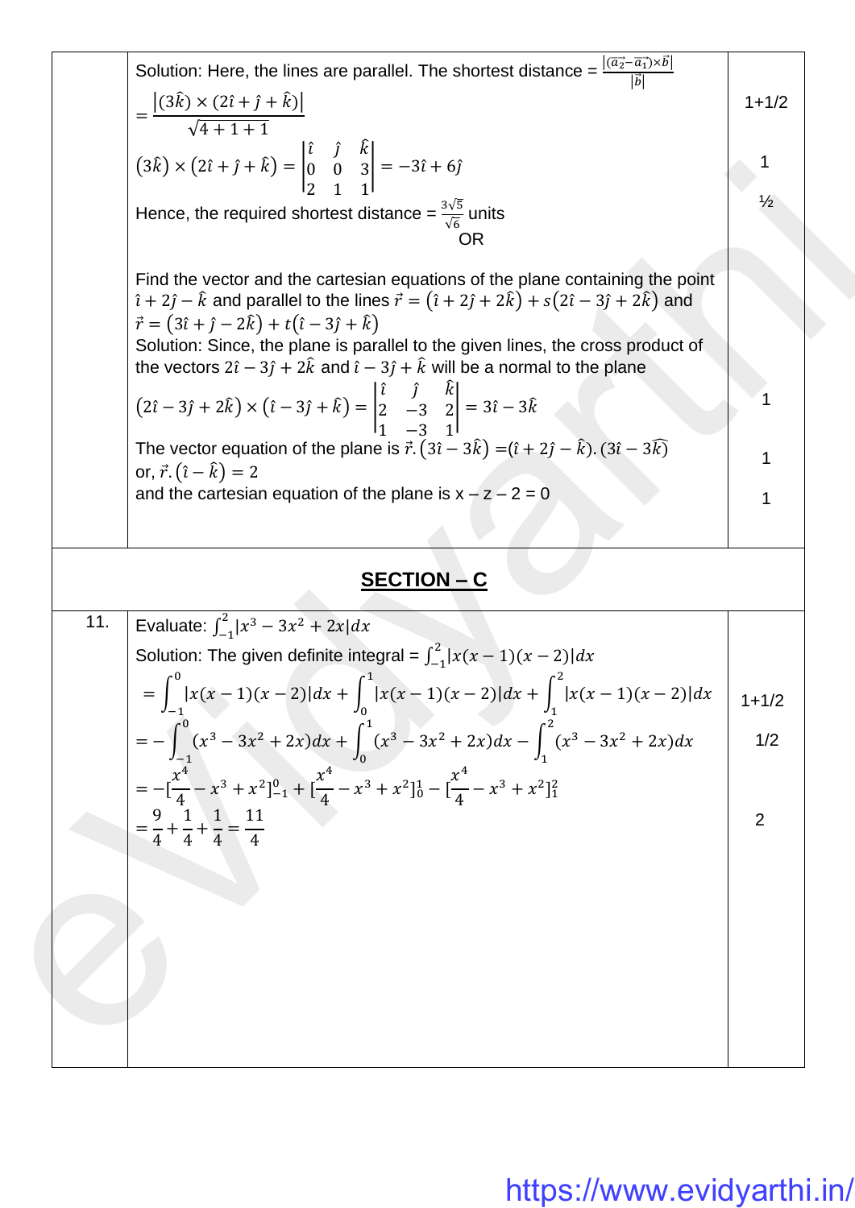| | | |
|---|---|---|
| | Solution: Here, the lines are parallel. The shortest distance = $\frac{\lvert(\vec{a_2}-\vec{a_1})\times\vec{b}\rvert}{\lvert\vec{b}\rvert}$ <br> $= \frac{\lvert(3\hat{k})\times(2\hat{\imath}+\hat{\jmath}+\hat{k})\rvert}{\sqrt{4+1+1}}$ <br> $(3\hat{k})\times(2\hat{\imath}+\hat{\jmath}+\hat{k}) = \begin{vmatrix}\hat{\imath} & \hat{\jmath} & \hat{k}\\ 0 & 0 & 3\\ 2 & 1 & 1\end{vmatrix} = -3\hat{\imath}+6\hat{\jmath}$ <br> Hence, the required shortest distance = $\frac{3\sqrt{5}}{\sqrt{6}}$ units <br> OR <br><br> Find the vector and the cartesian equations of the plane containing the point $\hat{\imath}+2\hat{\jmath}-\hat{k}$ and parallel to the lines $\vec{r}=(\hat{\imath}+2\hat{\jmath}+2\hat{k})+s(2\hat{\imath}-3\hat{\jmath}+2\hat{k})$ and $\vec{r}=(3\hat{\imath}+\hat{\jmath}-2\hat{k})+t(\hat{\imath}-3\hat{\jmath}+\hat{k})$ <br> Solution: Since, the plane is parallel to the given lines, the cross product of the vectors $2\hat{\imath}-3\hat{\jmath}+2\hat{k}$ and $\hat{\imath}-3\hat{\jmath}+\hat{k}$ will be a normal to the plane <br> $(2\hat{\imath}-3\hat{\jmath}+2\hat{k})\times(\hat{\imath}-3\hat{\jmath}+\hat{k}) = \begin{vmatrix}\hat{\imath} & \hat{\jmath} & \hat{k}\\ 2 & -3 & 2\\ 1 & -3 & 1\end{vmatrix} = 3\hat{\imath}-3\hat{k}$ <br> The vector equation of the plane is $\vec{r}.(3\hat{\imath}-3\hat{k}) = (\hat{\imath}+2\hat{\jmath}-\hat{k}).(3\hat{\imath}-3\hat{k})$ <br> or, $\vec{r}.(\hat{\imath}-\hat{k}) = 2$ <br> and the cartesian equation of the plane is x – z – 2 = 0 | 1+1/2 <br><br> 1 <br><br> ½ <br><br><br><br><br><br> 1 <br><br> 1 <br><br> 1 |

## SECTION – C

| | | |
|---|---|---|
| 11. | Evaluate: $\int_{-1}^{2}\lvert x^3-3x^2+2x\rvert dx$ <br> Solution: The given definite integral = $\int_{-1}^{2}\lvert x(x-1)(x-2)\rvert dx$ <br> $= \int_{-1}^{0}\lvert x(x-1)(x-2)\rvert dx + \int_{0}^{1}\lvert x(x-1)(x-2)\rvert dx + \int_{1}^{2}\lvert x(x-1)(x-2)\rvert dx$ <br> $= -\int_{-1}^{0}(x^3-3x^2+2x)dx + \int_{0}^{1}(x^3-3x^2+2x)dx - \int_{1}^{2}(x^3-3x^2+2x)dx$ <br> $= -[\frac{x^4}{4}-x^3+x^2]_{-1}^{0} + [\frac{x^4}{4}-x^3+x^2]_{0}^{1} - [\frac{x^4}{4}-x^3+x^2]_{1}^{2}$ <br> $= \frac{9}{4}+\frac{1}{4}+\frac{1}{4} = \frac{11}{4}$ | 1+1/2 <br><br> 1/2 <br><br> 2 |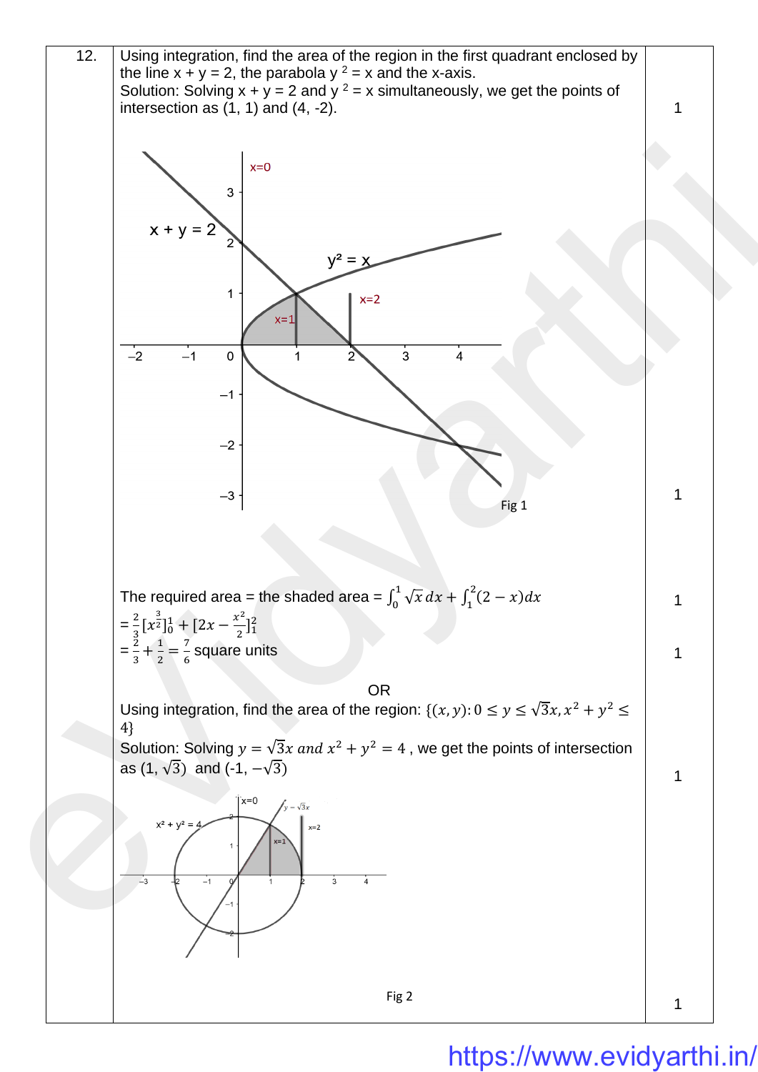| | | |
|---|---|---|
| 12. | Using integration, find the area of the region in the first quadrant enclosed by the line x + y = 2, the parabola $y^2 = x$ and the x-axis.<br>Solution: Solving x + y = 2 and $y^2 = x$ simultaneously, we get the points of intersection as (1, 1) and (4, -2). | 1 |
| | Fig 1 | 1 |
| | The required area = the shaded area = $\int_0^1 \sqrt{x}\,dx + \int_1^2 (2-x)dx$ | 1 |
| | $= \frac{2}{3}[x^{\frac{3}{2}}]_0^1 + [2x - \frac{x^2}{2}]_1^2$<br>$= \frac{2}{3} + \frac{1}{2} = \frac{7}{6}$ square units | 1 |
| | OR<br>Using integration, find the area of the region: $\{(x,y): 0 \le y \le \sqrt{3}x, x^2 + y^2 \le 4\}$<br>Solution: Solving $y = \sqrt{3}x$ and $x^2 + y^2 = 4$, we get the points of intersection as $(1, \sqrt{3})$ and $(-1, -\sqrt{3})$ | 1 |
| | Fig 2 | 1 |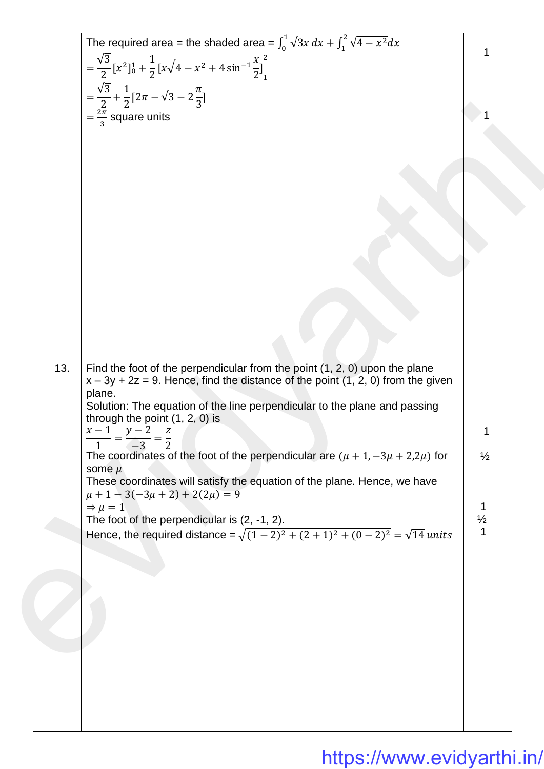| | | |
|---|---|---|
| | The required area = the shaded area = $\int_0^1 \sqrt{3}x\,dx + \int_1^2 \sqrt{4-x^2}dx$ <br> $= \frac{\sqrt{3}}{2}[x^2]_0^1 + \frac{1}{2}[x\sqrt{4-x^2} + 4\sin^{-1}\frac{x}{2}]_1^2$ <br> $= \frac{\sqrt{3}}{2} + \frac{1}{2}[2\pi - \sqrt{3} - 2\frac{\pi}{3}]$ <br> $= \frac{2\pi}{3}$ square units | 1 <br><br><br> 1 |
| 13. | Find the foot of the perpendicular from the point (1, 2, 0) upon the plane x – 3y + 2z = 9. Hence, find the distance of the point (1, 2, 0) from the given plane. <br> Solution: The equation of the line perpendicular to the plane and passing through the point (1, 2, 0) is <br> $\frac{x-1}{1} = \frac{y-2}{-3} = \frac{z}{2}$ <br> The coordinates of the foot of the perpendicular are $(\mu+1, -3\mu+2, 2\mu)$ for some $\mu$ <br> These coordinates will satisfy the equation of the plane. Hence, we have <br> $\mu + 1 - 3(-3\mu + 2) + 2(2\mu) = 9$ <br> $\Rightarrow \mu = 1$ <br> The foot of the perpendicular is (2, -1, 2). <br> Hence, the required distance = $\sqrt{(1-2)^2 + (2+1)^2 + (0-2)^2} = \sqrt{14}\,units$ | 1 <br> ½ <br><br><br> 1 <br> ½ <br> 1 |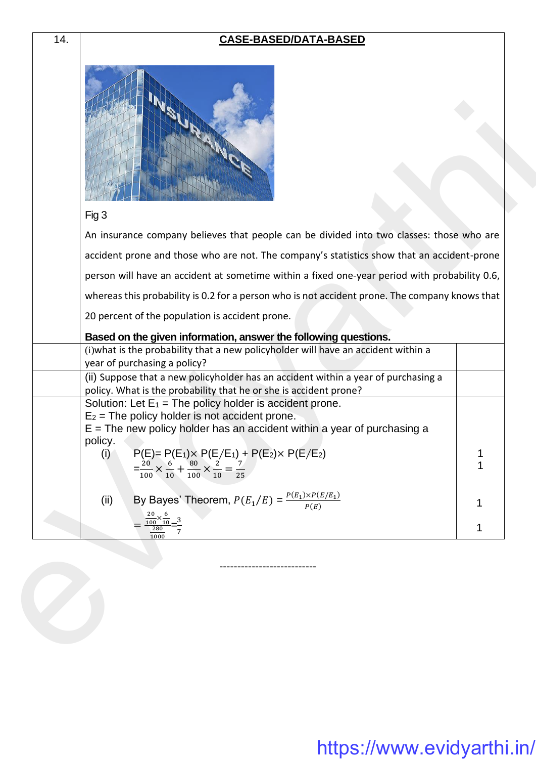**14.** **CASE-BASED/DATA-BASED**

Fig 3

An insurance company believes that people can be divided into two classes: those who are accident prone and those who are not. The company's statistics show that an accident-prone person will have an accident at sometime within a fixed one-year period with probability 0.6, whereas this probability is 0.2 for a person who is not accident prone. The company knows that 20 percent of the population is accident prone.

**Based on the given information, answer the following questions.**

(i) what is the probability that a new policyholder will have an accident within a year of purchasing a policy?

(ii) Suppose that a new policyholder has an accident within a year of purchasing a policy. What is the probability that he or she is accident prone?

Solution: Let $E_1$ = The policy holder is accident prone.

$E_2$ = The policy holder is not accident prone.

E = The new policy holder has an accident within a year of purchasing a policy.

(i) $P(E) = P(E_1) \times P(E/E_1) + P(E_2) \times P(E/E_2)$ — 1

$= \frac{20}{100} \times \frac{6}{10} + \frac{80}{100} \times \frac{2}{10} = \frac{7}{25}$ — 1

(ii) By Bayes' Theorem, $P(E_1/E) = \frac{P(E_1) \times P(E/E_1)}{P(E)}$ — 1

$= \frac{\frac{20}{100} \times \frac{6}{10}}{\frac{280}{1000}} = \frac{3}{7}$ — 1

---------------------------